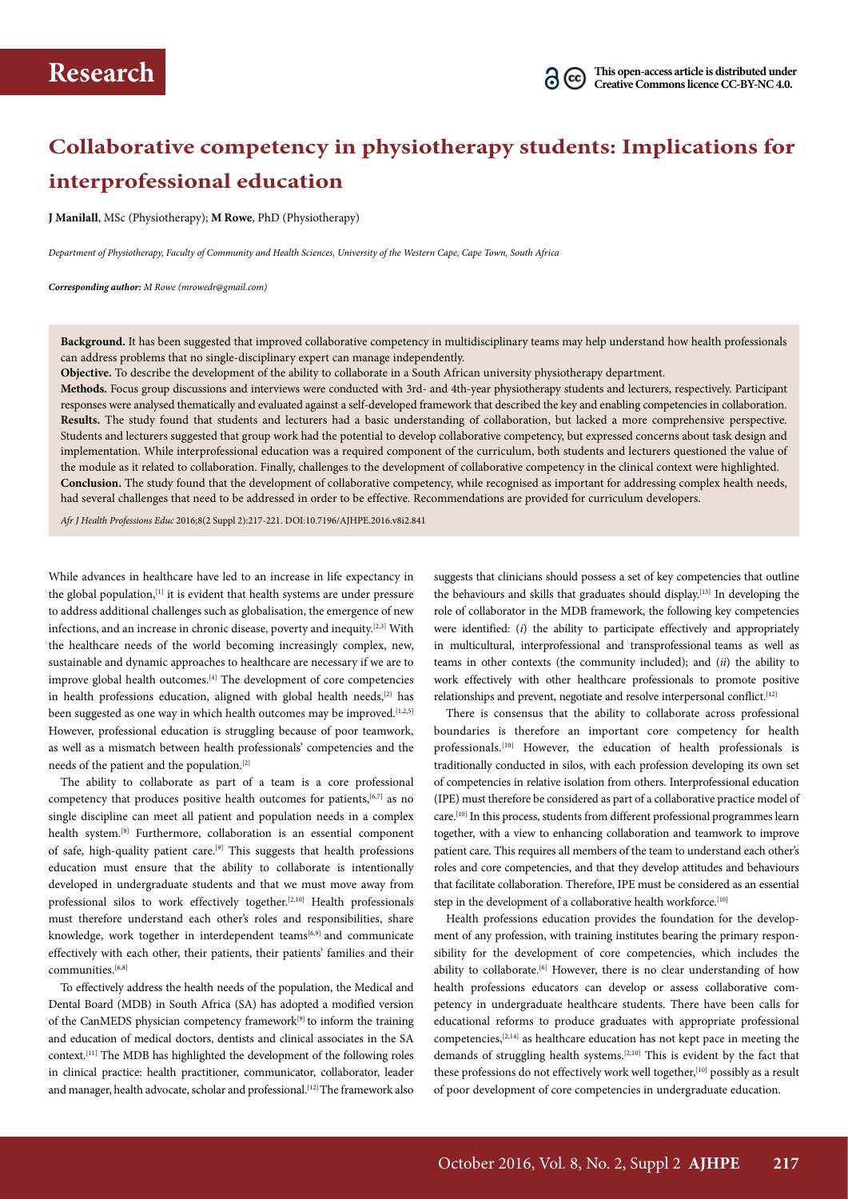**Research**

This open-access article is distributed under Creative Commons licence CC-BY-NC 4.0.

# Collaborative competency in physiotherapy students: Implications for interprofessional education

**J Manilall**, MSc (Physiotherapy); **M Rowe**, PhD (Physiotherapy)

*Department of Physiotherapy, Faculty of Community and Health Sciences, University of the Western Cape, Cape Town, South Africa*

***Corresponding author:** M Rowe (mrowedr@gmail.com)*

**Background.** It has been suggested that improved collaborative competency in multidisciplinary teams may help understand how health professionals can address problems that no single-disciplinary expert can manage independently.

**Objective.** To describe the development of the ability to collaborate in a South African university physiotherapy department.

**Methods.** Focus group discussions and interviews were conducted with 3rd- and 4th-year physiotherapy students and lecturers, respectively. Participant responses were analysed thematically and evaluated against a self-developed framework that described the key and enabling competencies in collaboration.

**Results.** The study found that students and lecturers had a basic understanding of collaboration, but lacked a more comprehensive perspective. Students and lecturers suggested that group work had the potential to develop collaborative competency, but expressed concerns about task design and implementation. While interprofessional education was a required component of the curriculum, both students and lecturers questioned the value of the module as it related to collaboration. Finally, challenges to the development of collaborative competency in the clinical context were highlighted.

**Conclusion.** The study found that the development of collaborative competency, while recognised as important for addressing complex health needs, had several challenges that need to be addressed in order to be effective. Recommendations are provided for curriculum developers.

*Afr J Health Professions Educ* 2016;8(2 Suppl 2):217-221. DOI:10.7196/AJHPE.2016.v8i2.841

While advances in healthcare have led to an increase in life expectancy in the global population,[1] it is evident that health systems are under pressure to address additional challenges such as globalisation, the emergence of new infections, and an increase in chronic disease, poverty and inequity.[2,3] With the healthcare needs of the world becoming increasingly complex, new, sustainable and dynamic approaches to healthcare are necessary if we are to improve global health outcomes.[4] The development of core competencies in health professions education, aligned with global health needs,[2] has been suggested as one way in which health outcomes may be improved.[1,2,5] However, professional education is struggling because of poor teamwork, as well as a mismatch between health professionals' competencies and the needs of the patient and the population.[2]

The ability to collaborate as part of a team is a core professional competency that produces positive health outcomes for patients,[6,7] as no single discipline can meet all patient and population needs in a complex health system.[8] Furthermore, collaboration is an essential component of safe, high-quality patient care.[9] This suggests that health professions education must ensure that the ability to collaborate is intentionally developed in undergraduate students and that we must move away from professional silos to work effectively together.[2,10] Health professionals must therefore understand each other's roles and responsibilities, share knowledge, work together in interdependent teams[6,9] and communicate effectively with each other, their patients, their patients' families and their communities.[6,8]

To effectively address the health needs of the population, the Medical and Dental Board (MDB) in South Africa (SA) has adopted a modified version of the CanMEDS physician competency framework[9] to inform the training and education of medical doctors, dentists and clinical associates in the SA context.[11] The MDB has highlighted the development of the following roles in clinical practice: health practitioner, communicator, collaborator, leader and manager, health advocate, scholar and professional.[12] The framework also suggests that clinicians should possess a set of key competencies that outline the behaviours and skills that graduates should display.[13] In developing the role of collaborator in the MDB framework, the following key competencies were identified: (*i*) the ability to participate effectively and appropriately in multicultural, interprofessional and transprofessional teams as well as teams in other contexts (the community included); and (*ii*) the ability to work effectively with other healthcare professionals to promote positive relationships and prevent, negotiate and resolve interpersonal conflict.[12]

There is consensus that the ability to collaborate across professional boundaries is therefore an important core competency for health professionals.[10] However, the education of health professionals is traditionally conducted in silos, with each profession developing its own set of competencies in relative isolation from others. Interprofessional education (IPE) must therefore be considered as part of a collaborative practice model of care.[10] In this process, students from different professional programmes learn together, with a view to enhancing collaboration and teamwork to improve patient care. This requires all members of the team to understand each other's roles and core competencies, and that they develop attitudes and behaviours that facilitate collaboration. Therefore, IPE must be considered as an essential step in the development of a collaborative health workforce.[10]

Health professions education provides the foundation for the development of any profession, with training institutes bearing the primary responsibility for the development of core competencies, which includes the ability to collaborate.[6] However, there is no clear understanding of how health professions educators can develop or assess collaborative competency in undergraduate healthcare students. There have been calls for educational reforms to produce graduates with appropriate professional competencies,[2,14] as healthcare education has not kept pace in meeting the demands of struggling health systems.[2,10] This is evident by the fact that these professions do not effectively work well together,[10] possibly as a result of poor development of core competencies in undergraduate education.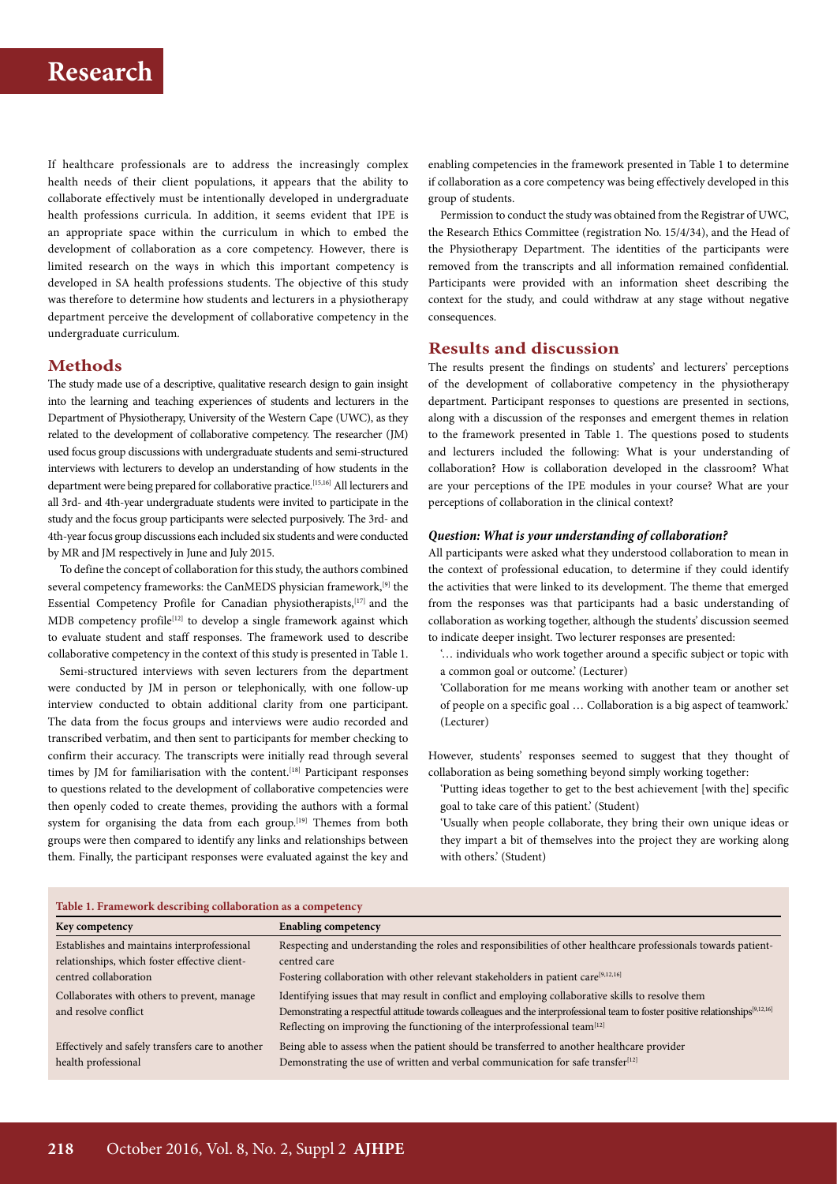If healthcare professionals are to address the increasingly complex health needs of their client populations, it appears that the ability to collaborate effectively must be intentionally developed in undergraduate health professions curricula. In addition, it seems evident that IPE is an appropriate space within the curriculum in which to embed the development of collaboration as a core competency. However, there is limited research on the ways in which this important competency is developed in SA health professions students. The objective of this study was therefore to determine how students and lecturers in a physiotherapy department perceive the development of collaborative competency in the undergraduate curriculum.

## Methods

The study made use of a descriptive, qualitative research design to gain insight into the learning and teaching experiences of students and lecturers in the Department of Physiotherapy, University of the Western Cape (UWC), as they related to the development of collaborative competency. The researcher (JM) used focus group discussions with undergraduate students and semi-structured interviews with lecturers to develop an understanding of how students in the department were being prepared for collaborative practice.[15,16] All lecturers and all 3rd- and 4th-year undergraduate students were invited to participate in the study and the focus group participants were selected purposively. The 3rd- and 4th-year focus group discussions each included six students and were conducted by MR and JM respectively in June and July 2015.

To define the concept of collaboration for this study, the authors combined several competency frameworks: the CanMEDS physician framework,[9] the Essential Competency Profile for Canadian physiotherapists,[17] and the MDB competency profile[12] to develop a single framework against which to evaluate student and staff responses. The framework used to describe collaborative competency in the context of this study is presented in Table 1.

Semi-structured interviews with seven lecturers from the department were conducted by JM in person or telephonically, with one follow-up interview conducted to obtain additional clarity from one participant. The data from the focus groups and interviews were audio recorded and transcribed verbatim, and then sent to participants for member checking to confirm their accuracy. The transcripts were initially read through several times by JM for familiarisation with the content.[18] Participant responses to questions related to the development of collaborative competencies were then openly coded to create themes, providing the authors with a formal system for organising the data from each group.[19] Themes from both groups were then compared to identify any links and relationships between them. Finally, the participant responses were evaluated against the key and enabling competencies in the framework presented in Table 1 to determine if collaboration as a core competency was being effectively developed in this group of students.

Permission to conduct the study was obtained from the Registrar of UWC, the Research Ethics Committee (registration No. 15/4/34), and the Head of the Physiotherapy Department. The identities of the participants were removed from the transcripts and all information remained confidential. Participants were provided with an information sheet describing the context for the study, and could withdraw at any stage without negative consequences.

## Results and discussion

The results present the findings on students' and lecturers' perceptions of the development of collaborative competency in the physiotherapy department. Participant responses to questions are presented in sections, along with a discussion of the responses and emergent themes in relation to the framework presented in Table 1. The questions posed to students and lecturers included the following: What is your understanding of collaboration? How is collaboration developed in the classroom? What are your perceptions of the IPE modules in your course? What are your perceptions of collaboration in the clinical context?

### *Question: What is your understanding of collaboration?*

All participants were asked what they understood collaboration to mean in the context of professional education, to determine if they could identify the activities that were linked to its development. The theme that emerged from the responses was that participants had a basic understanding of collaboration as working together, although the students' discussion seemed to indicate deeper insight. Two lecturer responses are presented:

'… individuals who work together around a specific subject or topic with a common goal or outcome.' (Lecturer)

'Collaboration for me means working with another team or another set of people on a specific goal … Collaboration is a big aspect of teamwork.' (Lecturer)

However, students' responses seemed to suggest that they thought of collaboration as being something beyond simply working together:

'Putting ideas together to get to the best achievement [with the] specific goal to take care of this patient.' (Student)

'Usually when people collaborate, they bring their own unique ideas or they impart a bit of themselves into the project they are working along with others.' (Student)

**Table 1. Framework describing collaboration as a competency**

| Key competency | Enabling competency |
|---|---|
| Establishes and maintains interprofessional relationships, which foster effective client-centred collaboration | Respecting and understanding the roles and responsibilities of other healthcare professionals towards patient-centred care<br>Fostering collaboration with other relevant stakeholders in patient care[9,12,16] |
| Collaborates with others to prevent, manage and resolve conflict | Identifying issues that may result in conflict and employing collaborative skills to resolve them<br>Demonstrating a respectful attitude towards colleagues and the interprofessional team to foster positive relationships[9,12,16]<br>Reflecting on improving the functioning of the interprofessional team[12] |
| Effectively and safely transfers care to another health professional | Being able to assess when the patient should be transferred to another healthcare provider<br>Demonstrating the use of written and verbal communication for safe transfer[12] |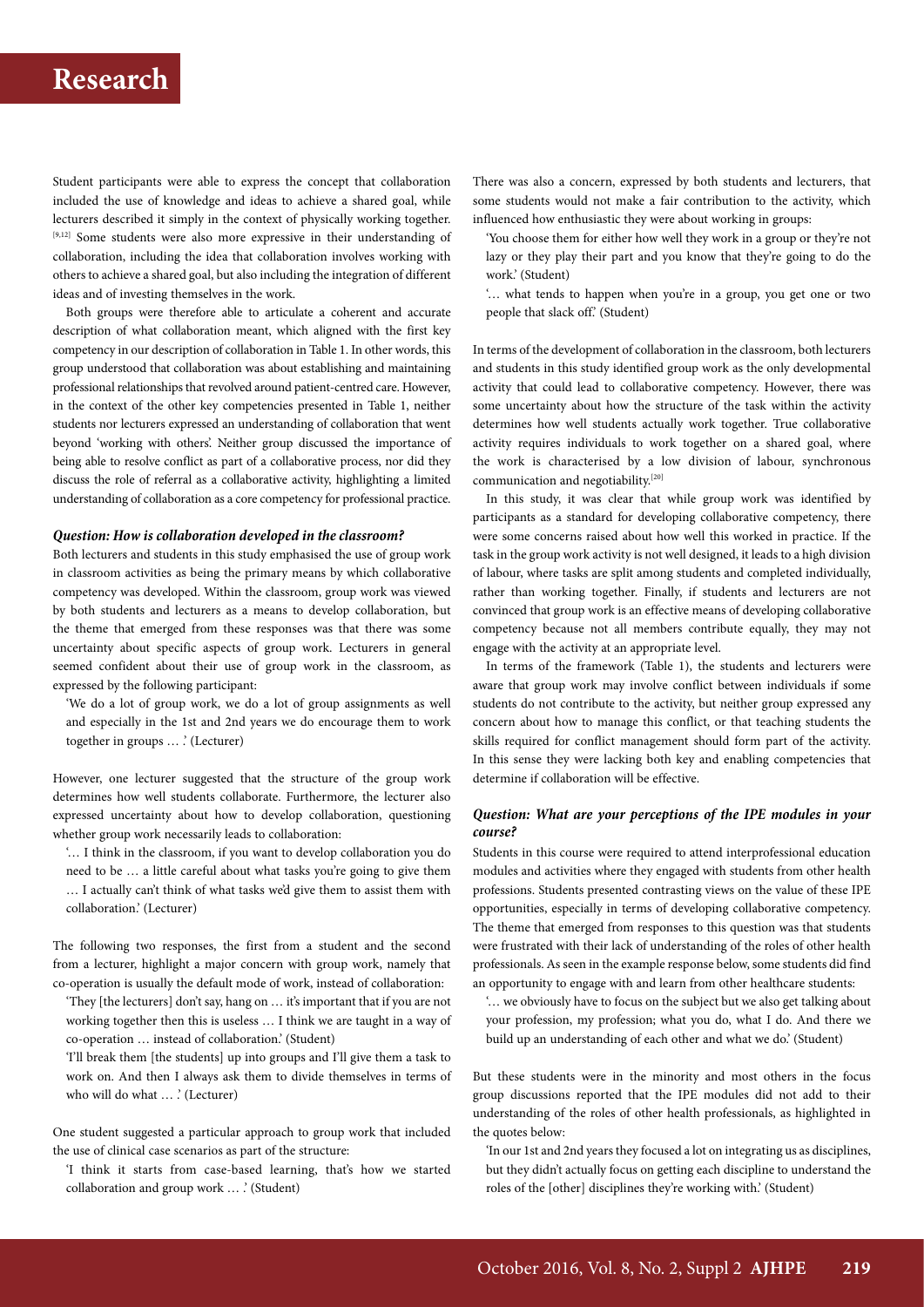Student participants were able to express the concept that collaboration included the use of knowledge and ideas to achieve a shared goal, while lecturers described it simply in the context of physically working together.[9,12] Some students were also more expressive in their understanding of collaboration, including the idea that collaboration involves working with others to achieve a shared goal, but also including the integration of different ideas and of investing themselves in the work.

Both groups were therefore able to articulate a coherent and accurate description of what collaboration meant, which aligned with the first key competency in our description of collaboration in Table 1. In other words, this group understood that collaboration was about establishing and maintaining professional relationships that revolved around patient-centred care. However, in the context of the other key competencies presented in Table 1, neither students nor lecturers expressed an understanding of collaboration that went beyond 'working with others'. Neither group discussed the importance of being able to resolve conflict as part of a collaborative process, nor did they discuss the role of referral as a collaborative activity, highlighting a limited understanding of collaboration as a core competency for professional practice.

#### *Question: How is collaboration developed in the classroom?*

Both lecturers and students in this study emphasised the use of group work in classroom activities as being the primary means by which collaborative competency was developed. Within the classroom, group work was viewed by both students and lecturers as a means to develop collaboration, but the theme that emerged from these responses was that there was some uncertainty about specific aspects of group work. Lecturers in general seemed confident about their use of group work in the classroom, as expressed by the following participant:

> 'We do a lot of group work, we do a lot of group assignments as well and especially in the 1st and 2nd years we do encourage them to work together in groups … .' (Lecturer)

However, one lecturer suggested that the structure of the group work determines how well students collaborate. Furthermore, the lecturer also expressed uncertainty about how to develop collaboration, questioning whether group work necessarily leads to collaboration:

> '… I think in the classroom, if you want to develop collaboration you do need to be … a little careful about what tasks you're going to give them … I actually can't think of what tasks we'd give them to assist them with collaboration.' (Lecturer)

The following two responses, the first from a student and the second from a lecturer, highlight a major concern with group work, namely that co-operation is usually the default mode of work, instead of collaboration:

> 'They [the lecturers] don't say, hang on … it's important that if you are not working together then this is useless … I think we are taught in a way of co-operation … instead of collaboration.' (Student)

> 'I'll break them [the students] up into groups and I'll give them a task to work on. And then I always ask them to divide themselves in terms of who will do what … .' (Lecturer)

One student suggested a particular approach to group work that included the use of clinical case scenarios as part of the structure:

> 'I think it starts from case-based learning, that's how we started collaboration and group work … .' (Student)

There was also a concern, expressed by both students and lecturers, that some students would not make a fair contribution to the activity, which influenced how enthusiastic they were about working in groups:

> 'You choose them for either how well they work in a group or they're not lazy or they play their part and you know that they're going to do the work.' (Student)

> '… what tends to happen when you're in a group, you get one or two people that slack off.' (Student)

In terms of the development of collaboration in the classroom, both lecturers and students in this study identified group work as the only developmental activity that could lead to collaborative competency. However, there was some uncertainty about how the structure of the task within the activity determines how well students actually work together. True collaborative activity requires individuals to work together on a shared goal, where the work is characterised by a low division of labour, synchronous communication and negotiability.[20]

In this study, it was clear that while group work was identified by participants as a standard for developing collaborative competency, there were some concerns raised about how well this worked in practice. If the task in the group work activity is not well designed, it leads to a high division of labour, where tasks are split among students and completed individually, rather than working together. Finally, if students and lecturers are not convinced that group work is an effective means of developing collaborative competency because not all members contribute equally, they may not engage with the activity at an appropriate level.

In terms of the framework (Table 1), the students and lecturers were aware that group work may involve conflict between individuals if some students do not contribute to the activity, but neither group expressed any concern about how to manage this conflict, or that teaching students the skills required for conflict management should form part of the activity. In this sense they were lacking both key and enabling competencies that determine if collaboration will be effective.

#### *Question: What are your perceptions of the IPE modules in your course?*

Students in this course were required to attend interprofessional education modules and activities where they engaged with students from other health professions. Students presented contrasting views on the value of these IPE opportunities, especially in terms of developing collaborative competency. The theme that emerged from responses to this question was that students were frustrated with their lack of understanding of the roles of other health professionals. As seen in the example response below, some students did find an opportunity to engage with and learn from other healthcare students:

> '… we obviously have to focus on the subject but we also get talking about your profession, my profession; what you do, what I do. And there we build up an understanding of each other and what we do.' (Student)

But these students were in the minority and most others in the focus group discussions reported that the IPE modules did not add to their understanding of the roles of other health professionals, as highlighted in the quotes below:

> 'In our 1st and 2nd years they focused a lot on integrating us as disciplines, but they didn't actually focus on getting each discipline to understand the roles of the [other] disciplines they're working with.' (Student)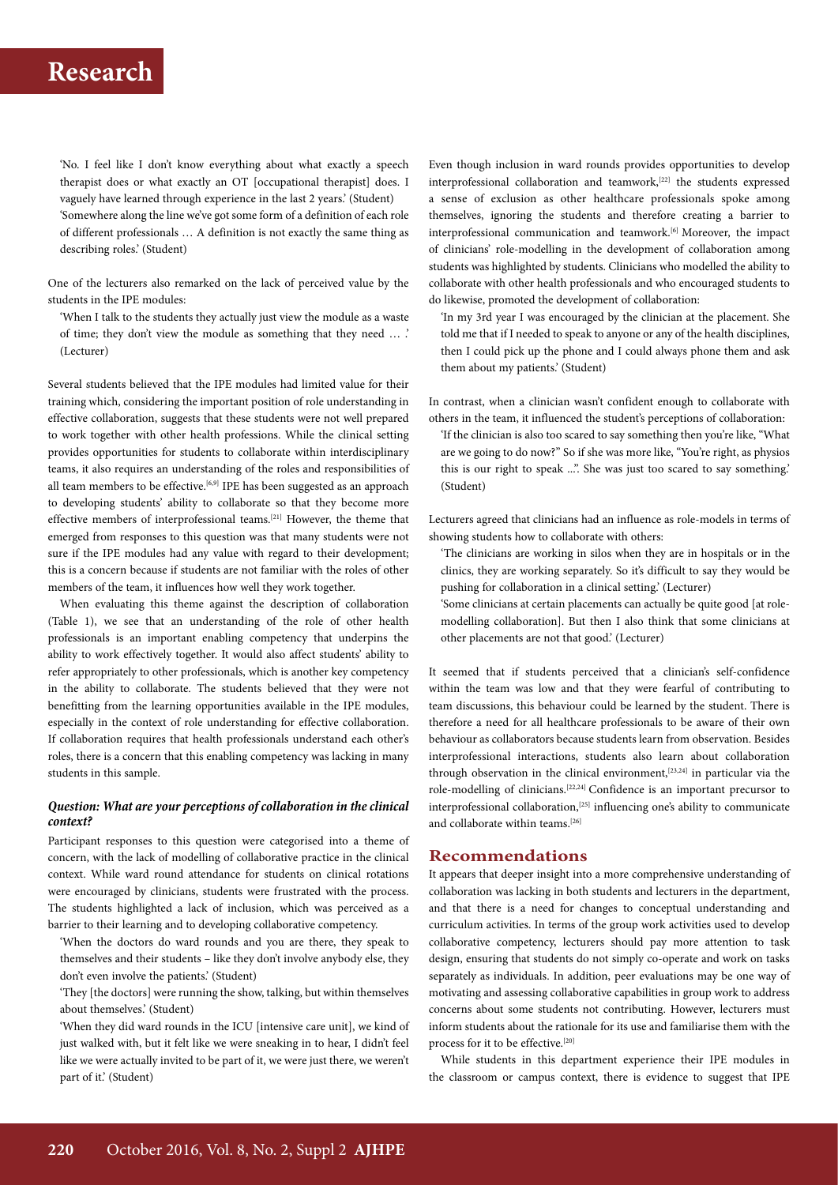'No. I feel like I don't know everything about what exactly a speech therapist does or what exactly an OT [occupational therapist] does. I vaguely have learned through experience in the last 2 years.' (Student)

'Somewhere along the line we've got some form of a definition of each role of different professionals … A definition is not exactly the same thing as describing roles.' (Student)

One of the lecturers also remarked on the lack of perceived value by the students in the IPE modules:

'When I talk to the students they actually just view the module as a waste of time; they don't view the module as something that they need … .' (Lecturer)

Several students believed that the IPE modules had limited value for their training which, considering the important position of role understanding in effective collaboration, suggests that these students were not well prepared to work together with other health professions. While the clinical setting provides opportunities for students to collaborate within interdisciplinary teams, it also requires an understanding of the roles and responsibilities of all team members to be effective.[6,9] IPE has been suggested as an approach to developing students' ability to collaborate so that they become more effective members of interprofessional teams.[21] However, the theme that emerged from responses to this question was that many students were not sure if the IPE modules had any value with regard to their development; this is a concern because if students are not familiar with the roles of other members of the team, it influences how well they work together.

When evaluating this theme against the description of collaboration (Table 1), we see that an understanding of the role of other health professionals is an important enabling competency that underpins the ability to work effectively together. It would also affect students' ability to refer appropriately to other professionals, which is another key competency in the ability to collaborate. The students believed that they were not benefitting from the learning opportunities available in the IPE modules, especially in the context of role understanding for effective collaboration. If collaboration requires that health professionals understand each other's roles, there is a concern that this enabling competency was lacking in many students in this sample.

### *Question: What are your perceptions of collaboration in the clinical context?*

Participant responses to this question were categorised into a theme of concern, with the lack of modelling of collaborative practice in the clinical context. While ward round attendance for students on clinical rotations were encouraged by clinicians, students were frustrated with the process. The students highlighted a lack of inclusion, which was perceived as a barrier to their learning and to developing collaborative competency.

'When the doctors do ward rounds and you are there, they speak to themselves and their students – like they don't involve anybody else, they don't even involve the patients.' (Student)

'They [the doctors] were running the show, talking, but within themselves about themselves.' (Student)

'When they did ward rounds in the ICU [intensive care unit], we kind of just walked with, but it felt like we were sneaking in to hear, I didn't feel like we were actually invited to be part of it, we were just there, we weren't part of it.' (Student)

Even though inclusion in ward rounds provides opportunities to develop interprofessional collaboration and teamwork,[22] the students expressed a sense of exclusion as other healthcare professionals spoke among themselves, ignoring the students and therefore creating a barrier to interprofessional communication and teamwork.[6] Moreover, the impact of clinicians' role-modelling in the development of collaboration among students was highlighted by students. Clinicians who modelled the ability to collaborate with other health professionals and who encouraged students to do likewise, promoted the development of collaboration:

'In my 3rd year I was encouraged by the clinician at the placement. She told me that if I needed to speak to anyone or any of the health disciplines, then I could pick up the phone and I could always phone them and ask them about my patients.' (Student)

In contrast, when a clinician wasn't confident enough to collaborate with others in the team, it influenced the student's perceptions of collaboration:

'If the clinician is also too scared to say something then you're like, "What are we going to do now?" So if she was more like, "You're right, as physios this is our right to speak ...". She was just too scared to say something.' (Student)

Lecturers agreed that clinicians had an influence as role-models in terms of showing students how to collaborate with others:

'The clinicians are working in silos when they are in hospitals or in the clinics, they are working separately. So it's difficult to say they would be pushing for collaboration in a clinical setting.' (Lecturer)

'Some clinicians at certain placements can actually be quite good [at role-modelling collaboration]. But then I also think that some clinicians at other placements are not that good.' (Lecturer)

It seemed that if students perceived that a clinician's self-confidence within the team was low and that they were fearful of contributing to team discussions, this behaviour could be learned by the student. There is therefore a need for all healthcare professionals to be aware of their own behaviour as collaborators because students learn from observation. Besides interprofessional interactions, students also learn about collaboration through observation in the clinical environment,[23,24] in particular via the role-modelling of clinicians.[22,24] Confidence is an important precursor to interprofessional collaboration,[25] influencing one's ability to communicate and collaborate within teams.[26]

## Recommendations

It appears that deeper insight into a more comprehensive understanding of collaboration was lacking in both students and lecturers in the department, and that there is a need for changes to conceptual understanding and curriculum activities. In terms of the group work activities used to develop collaborative competency, lecturers should pay more attention to task design, ensuring that students do not simply co-operate and work on tasks separately as individuals. In addition, peer evaluations may be one way of motivating and assessing collaborative capabilities in group work to address concerns about some students not contributing. However, lecturers must inform students about the rationale for its use and familiarise them with the process for it to be effective.[20]

While students in this department experience their IPE modules in the classroom or campus context, there is evidence to suggest that IPE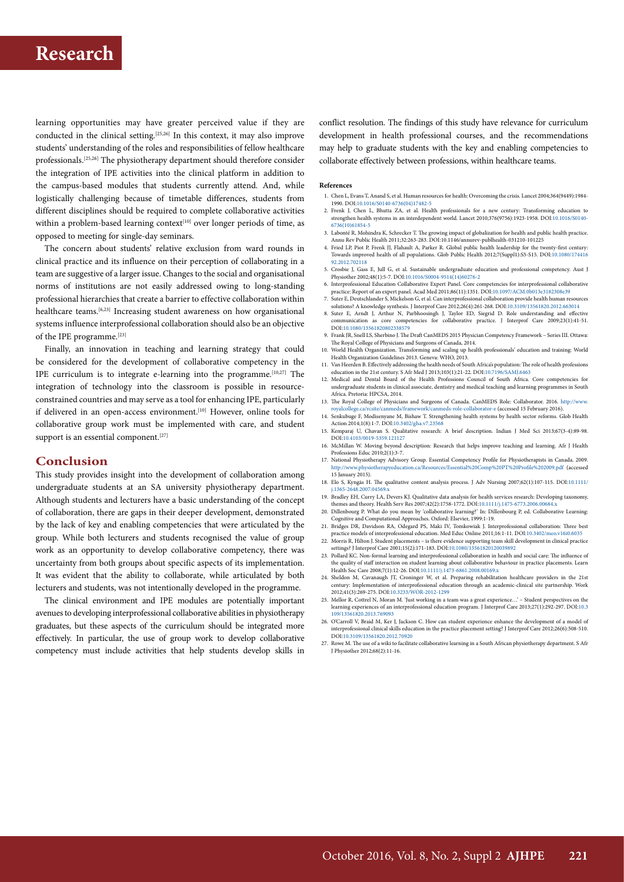learning opportunities may have greater perceived value if they are conducted in the clinical setting.[25,26] In this context, it may also improve students' understanding of the roles and responsibilities of fellow healthcare professionals.[25,26] The physiotherapy department should therefore consider the integration of IPE activities into the clinical platform in addition to the campus-based modules that students currently attend. And, while logistically challenging because of timetable differences, students from different disciplines should be required to complete collaborative activities within a problem-based learning context[10] over longer periods of time, as opposed to meeting for single-day seminars.

The concern about students' relative exclusion from ward rounds in clinical practice and its influence on their perception of collaborating in a team are suggestive of a larger issue. Changes to the social and organisational norms of institutions are not easily addressed owing to long-standing professional hierarchies that create a barrier to effective collaboration within healthcare teams.[6,23] Increasing student awareness on how organisational systems influence interprofessional collaboration should also be an objective of the IPE programme.[23]

Finally, an innovation in teaching and learning strategy that could be considered for the development of collaborative competency in the IPE curriculum is to integrate e-learning into the programme.[10,27] The integration of technology into the classroom is possible in resource-constrained countries and may serve as a tool for enhancing IPE, particularly if delivered in an open-access environment.[10] However, online tools for collaborative group work must be implemented with care, and student support is an essential component.[27]

## Conclusion

This study provides insight into the development of collaboration among undergraduate students at an SA university physiotherapy department. Although students and lecturers have a basic understanding of the concept of collaboration, there are gaps in their deeper development, demonstrated by the lack of key and enabling competencies that were articulated by the group. While both lecturers and students recognised the value of group work as an opportunity to develop collaborative competency, there was uncertainty from both groups about specific aspects of its implementation. It was evident that the ability to collaborate, while articulated by both lecturers and students, was not intentionally developed in the programme.

The clinical environment and IPE modules are potentially important avenues to developing interprofessional collaborative abilities in physiotherapy graduates, but these aspects of the curriculum should be integrated more effectively. In particular, the use of group work to develop collaborative competency must include activities that help students develop skills in conflict resolution. The findings of this study have relevance for curriculum development in health professional courses, and the recommendations may help to graduate students with the key and enabling competencies to collaborate effectively between professions, within healthcare teams.

**References**

1. Chen L, Evans T, Anand S, et al. Human resources for health: Overcoming the crisis. Lancet 2004;364(9449):1984-1990. DOI:10.1016/S0140-6736(04)17482-5
2. Frenk J, Chen L, Bhutta ZA, et al. Health professionals for a new century: Transforming education to strengthen health systems in an interdependent world. Lancet 2010;376(9756):1923-1958. DOI:10.1016/S0140-6736(10)61854-5
3. Labonté R, Mohindra K, Schrecker T. The growing impact of globalization for health and public health practice. Annu Rev Public Health 2011;32:263-283. DOI:10.1146/annurev-publhealth-031210-101225
4. Fried LP, Piot P, Frenk JJ, Flahault A, Parker R. Global public health leadership for the twenty-first century: Towards improved health of all populations. Glob Public Health 2012;7(Suppl1):S5-S15. DOI:10.1080/17441692.2012.702118
5. Crosbie J, Gass E, Jull G, et al. Sustainable undergraduate education and professional competency. Aust J Physiother 2002;48(1):5-7. DOI:10.1016/S0004-9514(14)60276-2
6. Interprofessional Education Collaborative Expert Panel. Core competencies for interprofessional collaborative practice: Report of an expert panel. Acad Med 2011;86(11):1351. DOI:10.1097/ACM.0b013e3182308e39
7. Suter E, Deutschlander S, Mickelson G, et al. Can interprofessional collaboration provide health human resources solutions? A knowledge synthesis. J Interprof Care 2012;26(4):261-268. DOI:10.3109/13561820.2012.663014
8. Suter E, Arndt J, Arthur N, Parboosingh J, Taylor ED, Siegrid D. Role understanding and effective communication as core competencies for collaborative practice. J Interprof Care 2009;23(1):41-51. DOI:10.1080/13561820802338579
9. Frank JR, Snell LS, Sherbino J. The Draft CanMEDS 2015 Physician Competency Framework – Series III. Ottawa: The Royal College of Physicians and Surgeons of Canada, 2014.
10. World Health Organization. Transforming and scaling up health professionals' education and training: World Health Organization Guidelines 2013. Geneva: WHO, 2013.
11. Van Heerden B. Effectively addressing the health needs of South Africa's population: The role of health professions education in the 21st century. S Afr Med J 2013;103(1):21-22. DOI:10.7196/SAMJ.6463
12. Medical and Dental Board of the Health Professions Council of South Africa. Core competencies for undergraduate students in clinical associate, dentistry and medical teaching and learning programmes in South Africa. Pretoria: HPCSA, 2014.
13. The Royal College of Physicians and Surgeons of Canada. CanMEDS Role: Collaborator. 2016. http://www.royalcollege.ca/rcsite/canmeds/framework/canmeds-role-collaborator-e (accessed 15 February 2016).
14. Senkubuge F, Modisenyane M, Bishaw T. Strengthening health systems by health sector reforms. Glob Health Action 2014;1(8):1-7. DOI:10.3402/gha.v7.23568
15. Kemparaj U, Chavan S. Qualitative research: A brief description. Indian J Med Sci 2013;67(3-4):89-98. DOI:10.4103/0019-5359.121127
16. McMillan W. Moving beyond description: Research that helps improve teaching and learning. Afr J Health Professions Educ 2010;2(1):3-7.
17. National Physiotherapy Advisory Group. Essential Competency Profile for Physiotherapists in Canada. 2009. http://www.physiotherapyeducation.ca/Resources/Essential%20Comp%20PT%20Profile%202009.pdf (accessed 15 January 2015).
18. Elo S, Kyngäs H. The qualitative content analysis process. J Adv Nursing 2007;62(1):107-115. DOI:10.1111/j.1365-2648.2007.04569.x
19. Bradley EH, Curry LA, Devers KJ. Qualitative data analysis for health services research: Developing taxonomy, themes and theory. Health Serv Res 2007;42(2):1758-1772. DOI:10.1111/j.1475-6773.2006.00684.x
20. Dillenbourg P. What do you mean by 'collaborative learning?' In: Dillenbourg P, ed. Collaborative Learning: Cognitive and Computational Approaches. Oxford: Elsevier, 1999:1-19.
21. Bridges DR, Davidson RA, Odegard PS, Maki IV, Tomkowiak J. Interprofessional collaboration: Three best practice models of interprofessional education. Med Educ Online 2011;16:1-11. DOI:10.3402/meo.v16i0.6035
22. Morris R, Hilton J. Student placements – is there evidence supporting team skill development in clinical practice settings? J Interprof Care 2001;15(2):171-183. DOI:10.1080/13561820120039892
23. Pollard KC. Non-formal learning and interprofessional collaboration in health and social care: The influence of the quality of staff interaction on student learning about collaborative behaviour in practice placements. Learn Health Soc Care 2008;7(1):12-26. DOI:10.1111/j.1473-6861.2008.00169.x
24. Sheldon M, Cavanaugh JT, Croninger W, et al. Preparing rehabilitation healthcare providers in the 21st century: Implementation of interprofessional education through an academic-clinical site partnership. Work 2012;41(3):269-275. DOI:10.3233/WOR-2012-1299
25. Mellor R, Cottrel N, Moran M. 'Just working in a team was a great experience…' – Student perspectives on the learning experiences of an interprofessional education program. J Interprof Care 2013;27(1):292-297. DOI:10.3109/13561820.2013.769093
26. O'Carroll V, Braid M, Ker J, Jackson C. How can student experience enhance the development of a model of interprofessional clinical skills education in the practice placement setting? J Interprof Care 2012;26(6):508-510. DOI:10.3109/13561820.2012.70920
27. Rowe M. The use of a wiki to facilitate collaborative learning in a South African physiotherapy department. S Afr J Physiother 2012;68(2):11-16.